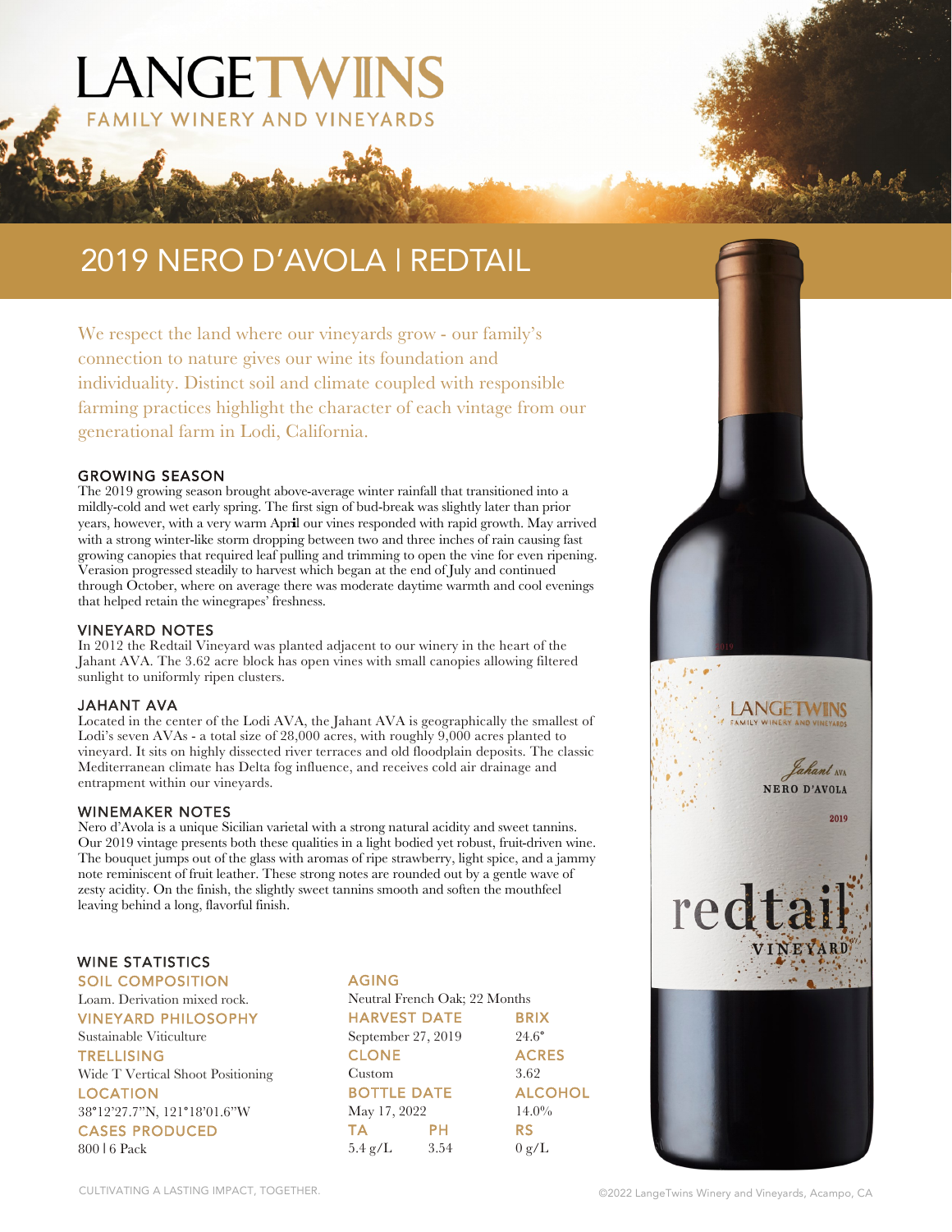# LANGETWINS

FAMILY WINERY AND VINEYARDS

## 2019 NERO D'AVOLA | REDTAIL

We respect the land where our vineyards grow - our family's connection to nature gives our wine its foundation and individuality. Distinct soil and climate coupled with responsible farming practices highlight the character of each vintage from our generational farm in Lodi, California.

### GROWING SEASON

The 2019 growing season brought above-average winter rainfall that transitioned into a mildly-cold and wet early spring. The first sign of bud-break was slightly later than prior years, however, with a very warm April our vines responded with rapid growth. May arrived with a strong winter-like storm dropping between two and three inches of rain causing fast growing canopies that required leaf pulling and trimming to open the vine for even ripening. Verasion progressed steadily to harvest which began at the end of July and continued through October, where on average there was moderate daytime warmth and cool evenings that helped retain the winegrapes' freshness.

### VINEYARD NOTES

In 2012 the Redtail Vineyard was planted adjacent to our winery in the heart of the Jahant AVA. The 3.62 acre block has open vines with small canopies allowing filtered sunlight to uniformly ripen clusters.

### JAHANT AVA

Located in the center of the Lodi AVA, the Jahant AVA is geographically the smallest of Lodi's seven AVAs - a total size of 28,000 acres, with roughly 9,000 acres planted to vineyard. It sits on highly dissected river terraces and old floodplain deposits. The classic Mediterranean climate has Delta fog influence, and receives cold air drainage and entrapment within our vineyards.

### WINEMAKER NOTES

Nero d'Avola is a unique Sicilian varietal with a strong natural acidity and sweet tannins. Our 2019 vintage presents both these qualities in a light bodied yet robust, fruit-driven wine. The bouquet jumps out of the glass with aromas of ripe strawberry, light spice, and a jammy note reminiscent of fruit leather. These strong notes are rounded out by a gentle wave of zesty acidity. On the finish, the slightly sweet tannins smooth and soften the mouthfeel leaving behind a long, flavorful finish.

### WINE STATISTICS

**SOIL COMPOSITION**
Loam. Derivation mixed rock.

**VINEYARD PHILOSOPHY**
Sustainable Viticulture

**TRELLISING**
Wide T Vertical Shoot Positioning

**LOCATION**
38°12'27.7"N, 121°18'01.6"W

**CASES PRODUCED**
800 | 6 Pack

**AGING**
Neutral French Oak; 22 Months

**HARVEST DATE**
September 27, 2019

**BRIX**
24.6°

**CLONE**
Custom

**ACRES**
3.62

**BOTTLE DATE**
May 17, 2022

**ALCOHOL**
14.0%

**TA**
5.4 g/L

**PH**
3.54

**RS**
0 g/L

CULTIVATING A LASTING IMPACT, TOGETHER.

©2022 LangeTwins Winery and Vineyards, Acampo, CA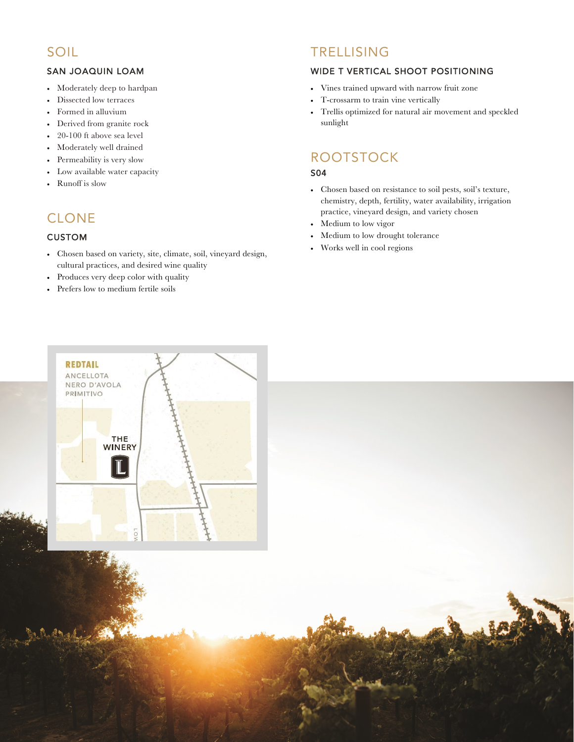## SOIL

### SAN JOAQUIN LOAM

- Moderately deep to hardpan
- Dissected low terraces
- Formed in alluvium
- Derived from granite rock
- 20-100 ft above sea level
- Moderately well drained
- Permeability is very slow
- Low available water capacity
- Runoff is slow

## CLONE

### CUSTOM

- Chosen based on variety, site, climate, soil, vineyard design, cultural practices, and desired wine quality
- Produces very deep color with quality
- Prefers low to medium fertile soils

## TRELLISING

### WIDE T VERTICAL SHOOT POSITIONING

- Vines trained upward with narrow fruit zone
- T-crossarm to train vine vertically
- Trellis optimized for natural air movement and speckled sunlight

## ROOTSTOCK

### S04

- Chosen based on resistance to soil pests, soil's texture, chemistry, depth, fertility, water availability, irrigation practice, vineyard design, and variety chosen
- Medium to low vigor
- Medium to low drought tolerance
- Works well in cool regions

REDTAIL
ANCELLOTA
NERO D'AVOLA
PRIMITIVO

THE WINERY